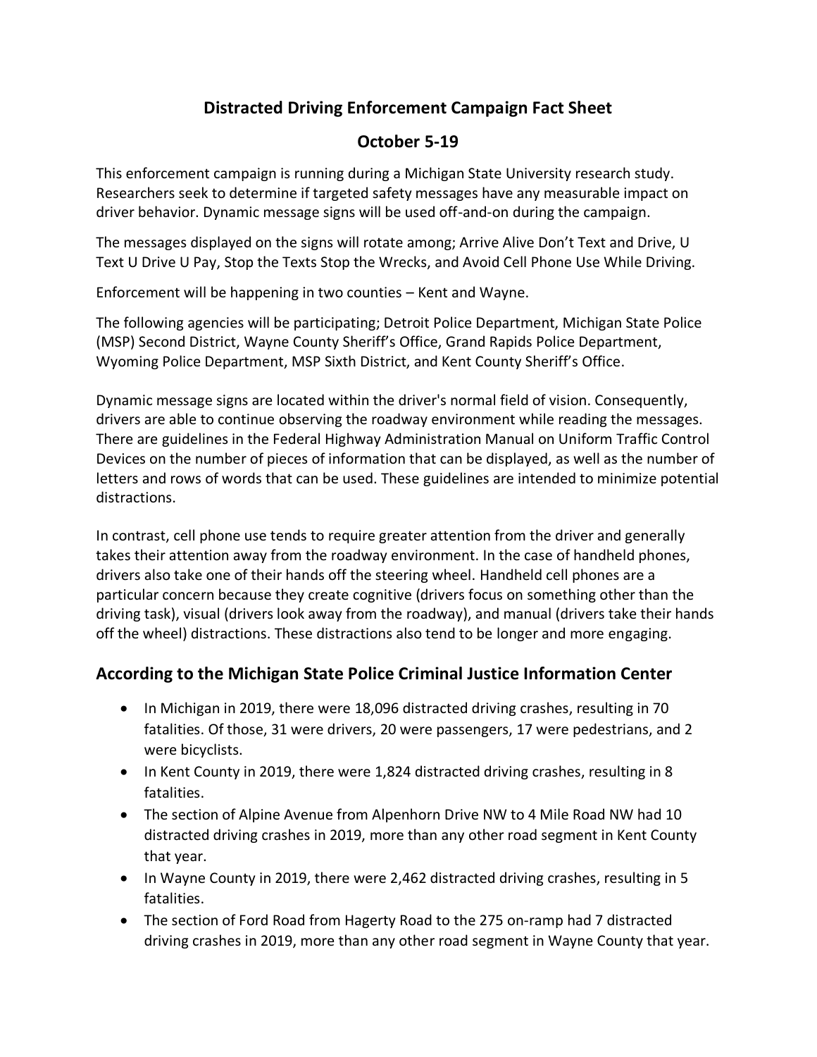# Distracted Driving Enforcement Campaign Fact Sheet

## October 5-19

This enforcement campaign is running during a Michigan State University research study. Researchers seek to determine if targeted safety messages have any measurable impact on driver behavior. Dynamic message signs will be used off-and-on during the campaign.

The messages displayed on the signs will rotate among; Arrive Alive Don't Text and Drive, U Text U Drive U Pay, Stop the Texts Stop the Wrecks, and Avoid Cell Phone Use While Driving.

Enforcement will be happening in two counties – Kent and Wayne.

The following agencies will be participating; Detroit Police Department, Michigan State Police (MSP) Second District, Wayne County Sheriff's Office, Grand Rapids Police Department, Wyoming Police Department, MSP Sixth District, and Kent County Sheriff's Office.

Dynamic message signs are located within the driver's normal field of vision. Consequently, drivers are able to continue observing the roadway environment while reading the messages. There are guidelines in the Federal Highway Administration Manual on Uniform Traffic Control Devices on the number of pieces of information that can be displayed, as well as the number of letters and rows of words that can be used. These guidelines are intended to minimize potential distractions.

In contrast, cell phone use tends to require greater attention from the driver and generally takes their attention away from the roadway environment. In the case of handheld phones, drivers also take one of their hands off the steering wheel. Handheld cell phones are a particular concern because they create cognitive (drivers focus on something other than the driving task), visual (drivers look away from the roadway), and manual (drivers take their hands off the wheel) distractions. These distractions also tend to be longer and more engaging.

## According to the Michigan State Police Criminal Justice Information Center

- In Michigan in 2019, there were 18,096 distracted driving crashes, resulting in 70 fatalities. Of those, 31 were drivers, 20 were passengers, 17 were pedestrians, and 2 were bicyclists.
- In Kent County in 2019, there were 1,824 distracted driving crashes, resulting in 8 fatalities.
- The section of Alpine Avenue from Alpenhorn Drive NW to 4 Mile Road NW had 10 distracted driving crashes in 2019, more than any other road segment in Kent County that year.
- In Wayne County in 2019, there were 2,462 distracted driving crashes, resulting in 5 fatalities.
- The section of Ford Road from Hagerty Road to the 275 on-ramp had 7 distracted driving crashes in 2019, more than any other road segment in Wayne County that year.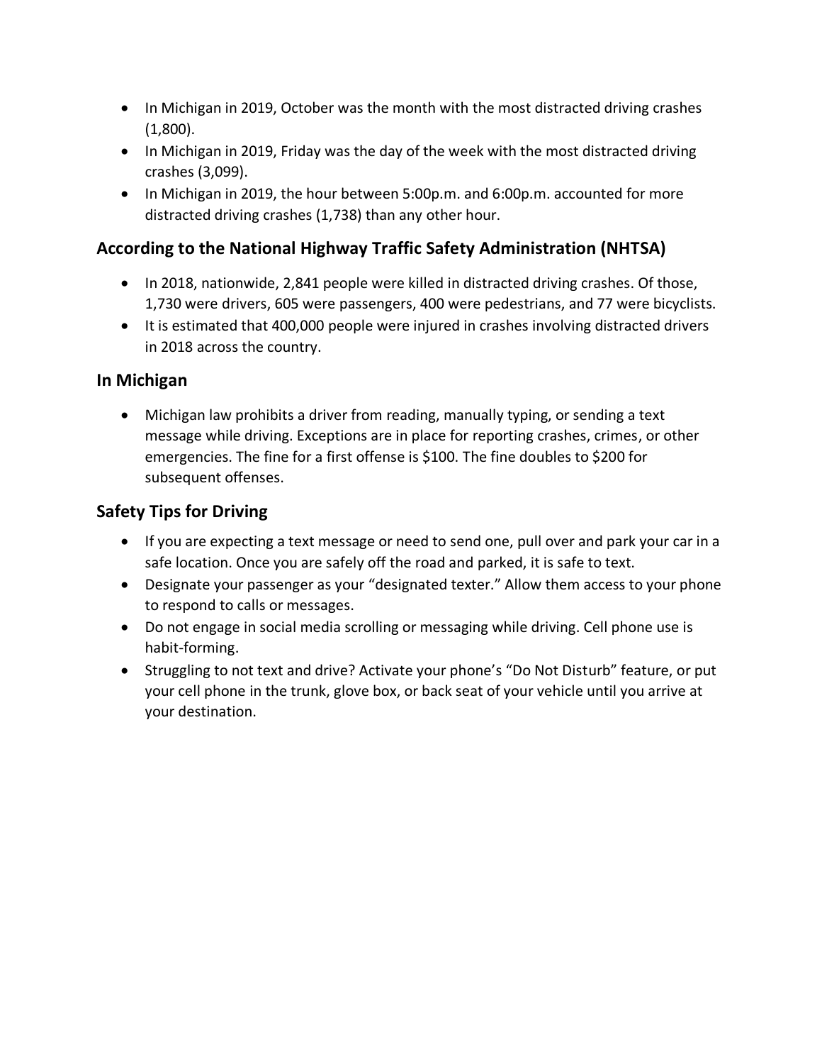- In Michigan in 2019, October was the month with the most distracted driving crashes (1,800).
- In Michigan in 2019, Friday was the day of the week with the most distracted driving crashes (3,099).
- In Michigan in 2019, the hour between 5:00p.m. and 6:00p.m. accounted for more distracted driving crashes (1,738) than any other hour.

## According to the National Highway Traffic Safety Administration (NHTSA)

- In 2018, nationwide, 2,841 people were killed in distracted driving crashes. Of those, 1,730 were drivers, 605 were passengers, 400 were pedestrians, and 77 were bicyclists.
- It is estimated that 400,000 people were injured in crashes involving distracted drivers in 2018 across the country.

## In Michigan

- Michigan law prohibits a driver from reading, manually typing, or sending a text message while driving. Exceptions are in place for reporting crashes, crimes, or other emergencies. The fine for a first offense is $100. The fine doubles to $200 for subsequent offenses.

## Safety Tips for Driving

- If you are expecting a text message or need to send one, pull over and park your car in a safe location. Once you are safely off the road and parked, it is safe to text.
- Designate your passenger as your "designated texter." Allow them access to your phone to respond to calls or messages.
- Do not engage in social media scrolling or messaging while driving. Cell phone use is habit-forming.
- Struggling to not text and drive? Activate your phone's "Do Not Disturb" feature, or put your cell phone in the trunk, glove box, or back seat of your vehicle until you arrive at your destination.